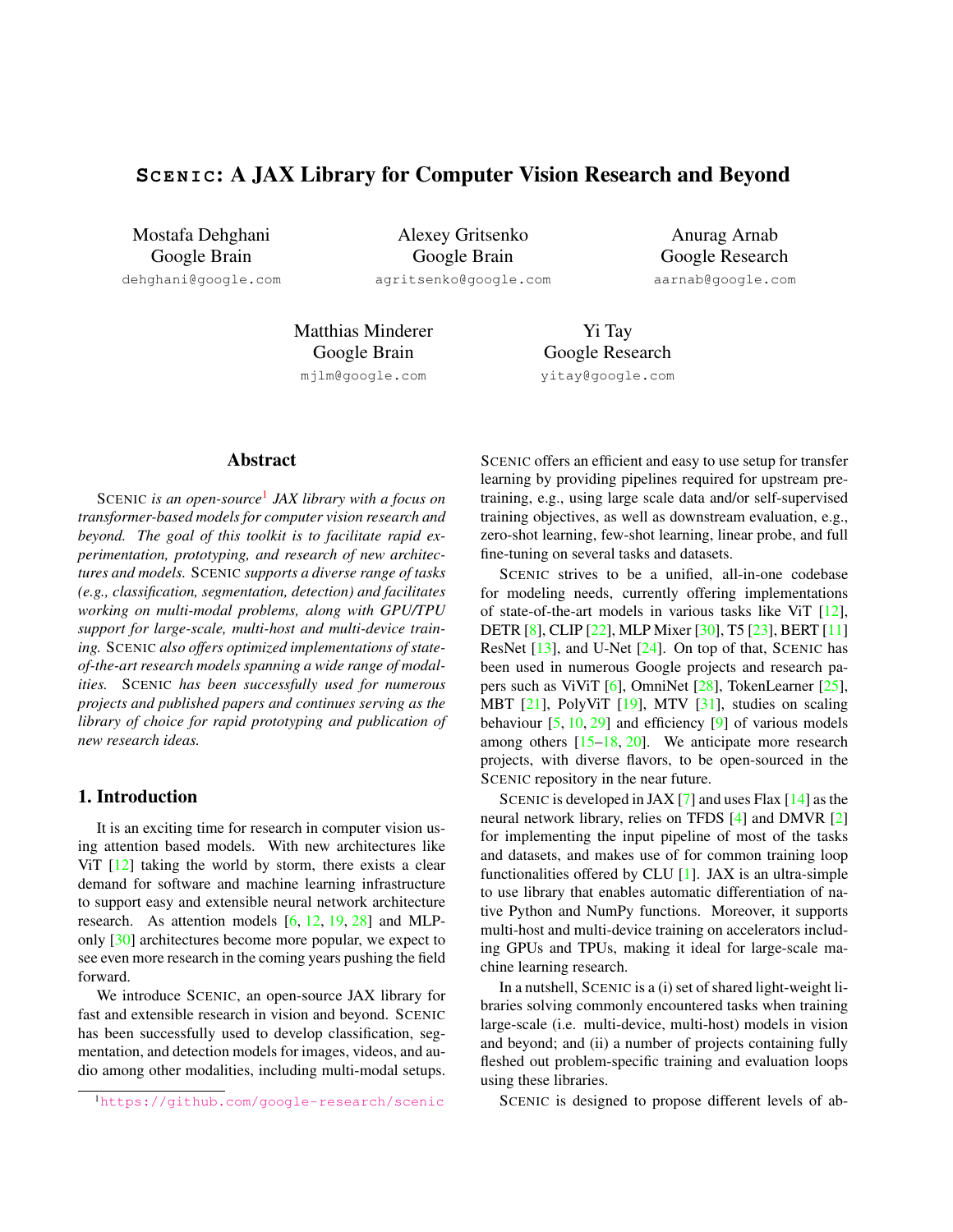# SCENIC: A JAX Library for Computer Vision Research and Beyond

Mostafa Dehghani
Google Brain
dehghani@google.com

Alexey Gritsenko
Google Brain
agritsenko@google.com

Anurag Arnab
Google Research
aarnab@google.com

Matthias Minderer
Google Brain
mjlm@google.com

Yi Tay
Google Research
yitay@google.com

## Abstract

*SCENIC is an open-source[1] JAX library with a focus on transformer-based models for computer vision research and beyond. The goal of this toolkit is to facilitate rapid experimentation, prototyping, and research of new architectures and models. SCENIC supports a diverse range of tasks (e.g., classification, segmentation, detection) and facilitates working on multi-modal problems, along with GPU/TPU support for large-scale, multi-host and multi-device training. SCENIC also offers optimized implementations of state-of-the-art research models spanning a wide range of modalities. SCENIC has been successfully used for numerous projects and published papers and continues serving as the library of choice for rapid prototyping and publication of new research ideas.*

## 1. Introduction

It is an exciting time for research in computer vision using attention based models. With new architectures like ViT [12] taking the world by storm, there exists a clear demand for software and machine learning infrastructure to support easy and extensible neural network architecture research. As attention models [6, 12, 19, 28] and MLP-only [30] architectures become more popular, we expect to see even more research in the coming years pushing the field forward.

We introduce SCENIC, an open-source JAX library for fast and extensible research in vision and beyond. SCENIC has been successfully used to develop classification, segmentation, and detection models for images, videos, and audio among other modalities, including multi-modal setups. SCENIC offers an efficient and easy to use setup for transfer learning by providing pipelines required for upstream pretraining, e.g., using large scale data and/or self-supervised training objectives, as well as downstream evaluation, e.g., zero-shot learning, few-shot learning, linear probe, and full fine-tuning on several tasks and datasets.

SCENIC strives to be a unified, all-in-one codebase for modeling needs, currently offering implementations of state-of-the-art models in various tasks like ViT [12], DETR [8], CLIP [22], MLP Mixer [30], T5 [23], BERT [11] ResNet [13], and U-Net [24]. On top of that, SCENIC has been used in numerous Google projects and research papers such as ViViT [6], OmniNet [28], TokenLearner [25], MBT [21], PolyViT [19], MTV [31], studies on scaling behaviour [5, 10, 29] and efficiency [9] of various models among others [15–18, 20]. We anticipate more research projects, with diverse flavors, to be open-sourced in the SCENIC repository in the near future.

SCENIC is developed in JAX [7] and uses Flax [14] as the neural network library, relies on TFDS [4] and DMVR [2] for implementing the input pipeline of most of the tasks and datasets, and makes use of for common training loop functionalities offered by CLU [1]. JAX is an ultra-simple to use library that enables automatic differentiation of native Python and NumPy functions. Moreover, it supports multi-host and multi-device training on accelerators including GPUs and TPUs, making it ideal for large-scale machine learning research.

In a nutshell, SCENIC is a (i) set of shared light-weight libraries solving commonly encountered tasks when training large-scale (i.e. multi-device, multi-host) models in vision and beyond; and (ii) a number of projects containing fully fleshed out problem-specific training and evaluation loops using these libraries.

SCENIC is designed to propose different levels of ab-

[1] https://github.com/google-research/scenic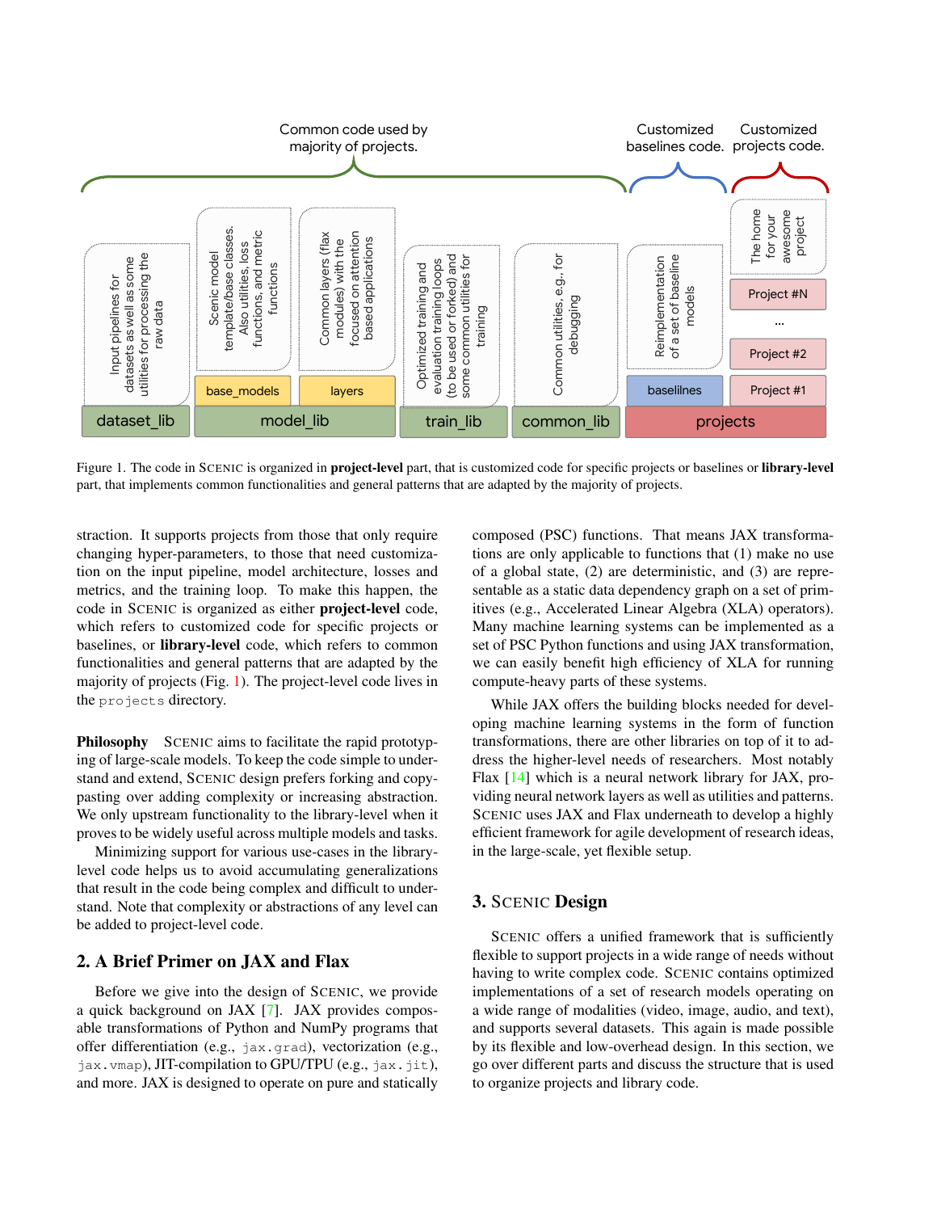Figure 1. The code in SCENIC is organized in **project-level** part, that is customized code for specific projects or baselines or **library-level** part, that implements common functionalities and general patterns that are adapted by the majority of projects.

straction. It supports projects from those that only require changing hyper-parameters, to those that need customization on the input pipeline, model architecture, losses and metrics, and the training loop. To make this happen, the code in SCENIC is organized as either **project-level** code, which refers to customized code for specific projects or baselines, or **library-level** code, which refers to common functionalities and general patterns that are adapted by the majority of projects (Fig. 1). The project-level code lives in the `projects` directory.

**Philosophy** SCENIC aims to facilitate the rapid prototyping of large-scale models. To keep the code simple to understand and extend, SCENIC design prefers forking and copy-pasting over adding complexity or increasing abstraction. We only upstream functionality to the library-level when it proves to be widely useful across multiple models and tasks.

Minimizing support for various use-cases in the library-level code helps us to avoid accumulating generalizations that result in the code being complex and difficult to understand. Note that complexity or abstractions of any level can be added to project-level code.

## 2. A Brief Primer on JAX and Flax

Before we give into the design of SCENIC, we provide a quick background on JAX [7]. JAX provides composable transformations of Python and NumPy programs that offer differentiation (e.g., `jax.grad`), vectorization (e.g., `jax.vmap`), JIT-compilation to GPU/TPU (e.g., `jax.jit`), and more. JAX is designed to operate on pure and statically composed (PSC) functions. That means JAX transformations are only applicable to functions that (1) make no use of a global state, (2) are deterministic, and (3) are representable as a static data dependency graph on a set of primitives (e.g., Accelerated Linear Algebra (XLA) operators). Many machine learning systems can be implemented as a set of PSC Python functions and using JAX transformation, we can easily benefit high efficiency of XLA for running compute-heavy parts of these systems.

While JAX offers the building blocks needed for developing machine learning systems in the form of function transformations, there are other libraries on top of it to address the higher-level needs of researchers. Most notably Flax [14] which is a neural network library for JAX, providing neural network layers as well as utilities and patterns. SCENIC uses JAX and Flax underneath to develop a highly efficient framework for agile development of research ideas, in the large-scale, yet flexible setup.

## 3. SCENIC Design

SCENIC offers a unified framework that is sufficiently flexible to support projects in a wide range of needs without having to write complex code. SCENIC contains optimized implementations of a set of research models operating on a wide range of modalities (video, image, audio, and text), and supports several datasets. This again is made possible by its flexible and low-overhead design. In this section, we go over different parts and discuss the structure that is used to organize projects and library code.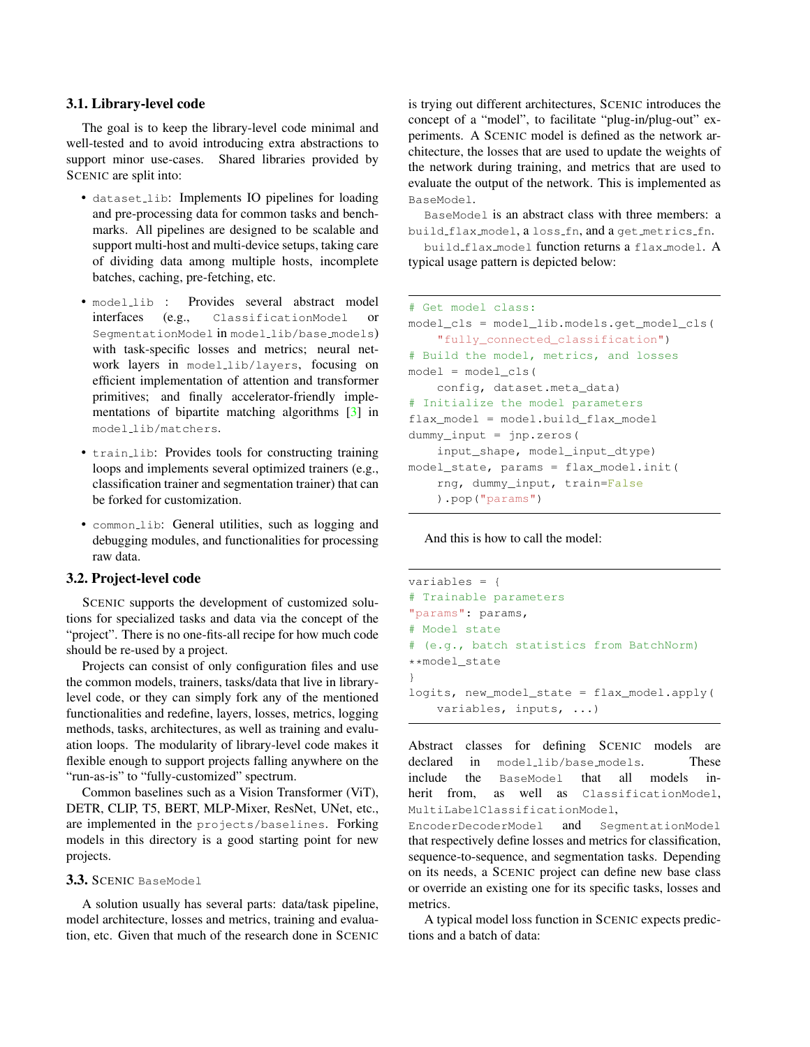### 3.1. Library-level code

The goal is to keep the library-level code minimal and well-tested and to avoid introducing extra abstractions to support minor use-cases. Shared libraries provided by SCENIC are split into:

- `dataset_lib`: Implements IO pipelines for loading and pre-processing data for common tasks and benchmarks. All pipelines are designed to be scalable and support multi-host and multi-device setups, taking care of dividing data among multiple hosts, incomplete batches, caching, pre-fetching, etc.
- `model_lib` : Provides several abstract model interfaces (e.g., `ClassificationModel` or `SegmentationModel` in `model_lib/base_models`) with task-specific losses and metrics; neural network layers in `model_lib/layers`, focusing on efficient implementation of attention and transformer primitives; and finally accelerator-friendly implementations of bipartite matching algorithms [3] in `model_lib/matchers`.
- `train_lib`: Provides tools for constructing training loops and implements several optimized trainers (e.g., classification trainer and segmentation trainer) that can be forked for customization.
- `common_lib`: General utilities, such as logging and debugging modules, and functionalities for processing raw data.

### 3.2. Project-level code

SCENIC supports the development of customized solutions for specialized tasks and data via the concept of the "project". There is no one-fits-all recipe for how much code should be re-used by a project.

Projects can consist of only configuration files and use the common models, trainers, tasks/data that live in library-level code, or they can simply fork any of the mentioned functionalities and redefine, layers, losses, metrics, logging methods, tasks, architectures, as well as training and evaluation loops. The modularity of library-level code makes it flexible enough to support projects falling anywhere on the "run-as-is" to "fully-customized" spectrum.

Common baselines such as a Vision Transformer (ViT), DETR, CLIP, T5, BERT, MLP-Mixer, ResNet, UNet, etc., are implemented in the `projects/baselines`. Forking models in this directory is a good starting point for new projects.

### 3.3. SCENIC `BaseModel`

A solution usually has several parts: data/task pipeline, model architecture, losses and metrics, training and evaluation, etc. Given that much of the research done in SCENIC is trying out different architectures, SCENIC introduces the concept of a "model", to facilitate "plug-in/plug-out" experiments. A SCENIC model is defined as the network architecture, the losses that are used to update the weights of the network during training, and metrics that are used to evaluate the output of the network. This is implemented as `BaseModel`.

`BaseModel` is an abstract class with three members: a `build_flax_model`, a `loss_fn`, and a `get_metrics_fn`.

`build_flax_model` function returns a `flax_model`. A typical usage pattern is depicted below:

```
# Get model class:
model_cls = model_lib.models.get_model_cls(
    "fully_connected_classification")
# Build the model, metrics, and losses
model = model_cls(
    config, dataset.meta_data)
# Initialize the model parameters
flax_model = model.build_flax_model
dummy_input = jnp.zeros(
    input_shape, model_input_dtype)
model_state, params = flax_model.init(
    rng, dummy_input, train=False
    ).pop("params")
```

And this is how to call the model:

```
variables = {
# Trainable parameters
"params": params,
# Model state
# (e.g., batch statistics from BatchNorm)
**model_state
}
logits, new_model_state = flax_model.apply(
    variables, inputs, ...)
```

Abstract classes for defining SCENIC models are declared in `model_lib/base_models`. These include the `BaseModel` that all models inherit from, as well as `ClassificationModel`, `MultiLabelClassificationModel`, `EncoderDecoderModel` and `SegmentationModel` that respectively define losses and metrics for classification, sequence-to-sequence, and segmentation tasks. Depending on its needs, a SCENIC project can define new base class or override an existing one for its specific tasks, losses and metrics.

A typical model loss function in SCENIC expects predictions and a batch of data: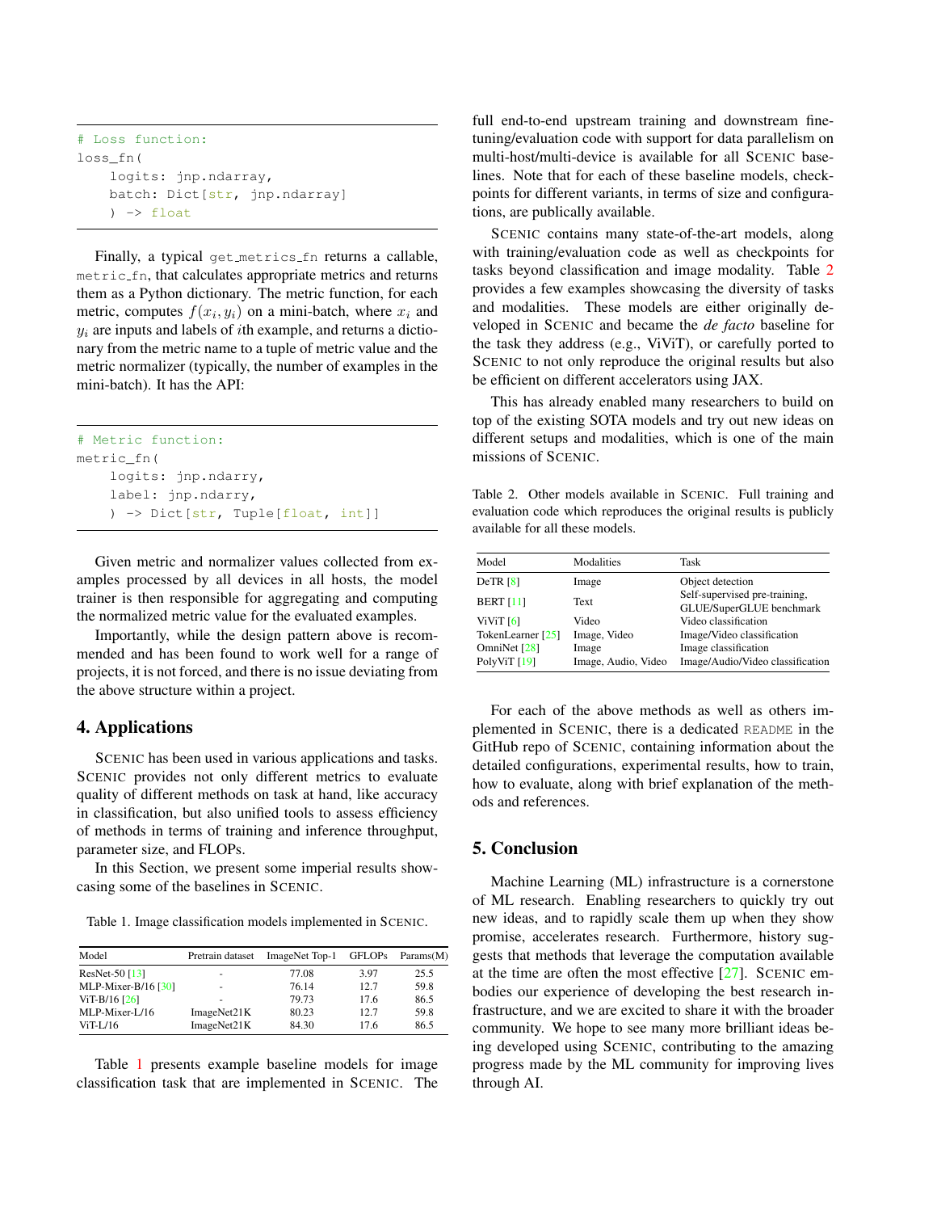```
# Loss function:
loss_fn(
    logits: jnp.ndarray,
    batch: Dict[str, jnp.ndarray]
    ) -> float
```

Finally, a typical get_metrics_fn returns a callable, metric_fn, that calculates appropriate metrics and returns them as a Python dictionary. The metric function, for each metric, computes $f(x_i, y_i)$ on a mini-batch, where $x_i$ and $y_i$ are inputs and labels of $i$th example, and returns a dictionary from the metric name to a tuple of metric value and the metric normalizer (typically, the number of examples in the mini-batch). It has the API:

```
# Metric function:
metric_fn(
    logits: jnp.ndarry,
    label: jnp.ndarry,
    ) -> Dict[str, Tuple[float, int]]
```

Given metric and normalizer values collected from examples processed by all devices in all hosts, the model trainer is then responsible for aggregating and computing the normalized metric value for the evaluated examples.

Importantly, while the design pattern above is recommended and has been found to work well for a range of projects, it is not forced, and there is no issue deviating from the above structure within a project.

## 4. Applications

SCENIC has been used in various applications and tasks. SCENIC provides not only different metrics to evaluate quality of different methods on task at hand, like accuracy in classification, but also unified tools to assess efficiency of methods in terms of training and inference throughput, parameter size, and FLOPs.

In this Section, we present some imperial results showcasing some of the baselines in SCENIC.

Table 1. Image classification models implemented in SCENIC.

| Model | Pretrain dataset | ImageNet Top-1 | GFLOPs | Params(M) |
|---|---|---|---|---|
| ResNet-50 [13] | - | 77.08 | 3.97 | 25.5 |
| MLP-Mixer-B/16 [30] | - | 76.14 | 12.7 | 59.8 |
| ViT-B/16 [26] | - | 79.73 | 17.6 | 86.5 |
| MLP-Mixer-L/16 | ImageNet21K | 80.23 | 12.7 | 59.8 |
| ViT-L/16 | ImageNet21K | 84.30 | 17.6 | 86.5 |

Table 1 presents example baseline models for image classification task that are implemented in SCENIC. The full end-to-end upstream training and downstream fine-tuning/evaluation code with support for data parallelism on multi-host/multi-device is available for all SCENIC baselines. Note that for each of these baseline models, checkpoints for different variants, in terms of size and configurations, are publically available.

SCENIC contains many state-of-the-art models, along with training/evaluation code as well as checkpoints for tasks beyond classification and image modality. Table 2 provides a few examples showcasing the diversity of tasks and modalities. These models are either originally developed in SCENIC and became the *de facto* baseline for the task they address (e.g., ViViT), or carefully ported to SCENIC to not only reproduce the original results but also be efficient on different accelerators using JAX.

This has already enabled many researchers to build on top of the existing SOTA models and try out new ideas on different setups and modalities, which is one of the main missions of SCENIC.

Table 2. Other models available in SCENIC. Full training and evaluation code which reproduces the original results is publicly available for all these models.

| Model | Modalities | Task |
|---|---|---|
| DeTR [8] | Image | Object detection |
| BERT [11] | Text | Self-supervised pre-training, GLUE/SuperGLUE benchmark |
| ViViT [6] | Video | Video classification |
| TokenLearner [25] | Image, Video | Image/Video classification |
| OmniNet [28] | Image | Image classification |
| PolyViT [19] | Image, Audio, Video | Image/Audio/Video classification |

For each of the above methods as well as others implemented in SCENIC, there is a dedicated README in the GitHub repo of SCENIC, containing information about the detailed configurations, experimental results, how to train, how to evaluate, along with brief explanation of the methods and references.

## 5. Conclusion

Machine Learning (ML) infrastructure is a cornerstone of ML research. Enabling researchers to quickly try out new ideas, and to rapidly scale them up when they show promise, accelerates research. Furthermore, history suggests that methods that leverage the computation available at the time are often the most effective [27]. SCENIC embodies our experience of developing the best research infrastructure, and we are excited to share it with the broader community. We hope to see many more brilliant ideas being developed using SCENIC, contributing to the amazing progress made by the ML community for improving lives through AI.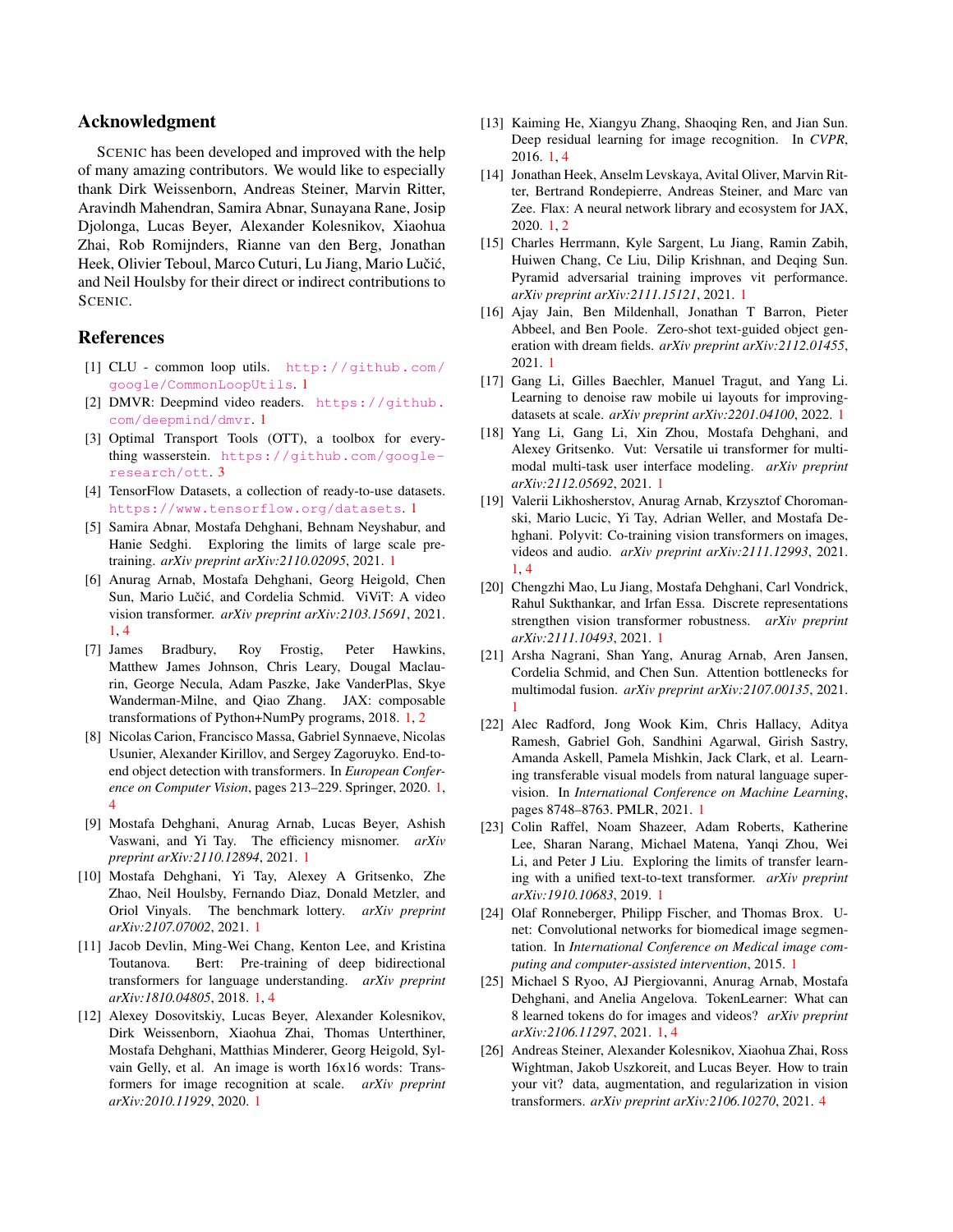## Acknowledgment

SCENIC has been developed and improved with the help of many amazing contributors. We would like to especially thank Dirk Weissenborn, Andreas Steiner, Marvin Ritter, Aravindh Mahendran, Samira Abnar, Sunayana Rane, Josip Djolonga, Lucas Beyer, Alexander Kolesnikov, Xiaohua Zhai, Rob Romijnders, Rianne van den Berg, Jonathan Heek, Olivier Teboul, Marco Cuturi, Lu Jiang, Mario Lučić, and Neil Houlsby for their direct or indirect contributions to SCENIC.

## References

[1] CLU - common loop utils. http://github.com/google/CommonLoopUtils. 1

[2] DMVR: Deepmind video readers. https://github.com/deepmind/dmvr. 1

[3] Optimal Transport Tools (OTT), a toolbox for everything wasserstein. https://github.com/google-research/ott. 3

[4] TensorFlow Datasets, a collection of ready-to-use datasets. https://www.tensorflow.org/datasets. 1

[5] Samira Abnar, Mostafa Dehghani, Behnam Neyshabur, and Hanie Sedghi. Exploring the limits of large scale pre-training. *arXiv preprint arXiv:2110.02095*, 2021. 1

[6] Anurag Arnab, Mostafa Dehghani, Georg Heigold, Chen Sun, Mario Lučić, and Cordelia Schmid. ViViT: A video vision transformer. *arXiv preprint arXiv:2103.15691*, 2021. 1, 4

[7] James Bradbury, Roy Frostig, Peter Hawkins, Matthew James Johnson, Chris Leary, Dougal Maclaurin, George Necula, Adam Paszke, Jake VanderPlas, Skye Wanderman-Milne, and Qiao Zhang. JAX: composable transformations of Python+NumPy programs, 2018. 1, 2

[8] Nicolas Carion, Francisco Massa, Gabriel Synnaeve, Nicolas Usunier, Alexander Kirillov, and Sergey Zagoruyko. End-to-end object detection with transformers. In *European Conference on Computer Vision*, pages 213–229. Springer, 2020. 1, 4

[9] Mostafa Dehghani, Anurag Arnab, Lucas Beyer, Ashish Vaswani, and Yi Tay. The efficiency misnomer. *arXiv preprint arXiv:2110.12894*, 2021. 1

[10] Mostafa Dehghani, Yi Tay, Alexey A Gritsenko, Zhe Zhao, Neil Houlsby, Fernando Diaz, Donald Metzler, and Oriol Vinyals. The benchmark lottery. *arXiv preprint arXiv:2107.07002*, 2021. 1

[11] Jacob Devlin, Ming-Wei Chang, Kenton Lee, and Kristina Toutanova. Bert: Pre-training of deep bidirectional transformers for language understanding. *arXiv preprint arXiv:1810.04805*, 2018. 1, 4

[12] Alexey Dosovitskiy, Lucas Beyer, Alexander Kolesnikov, Dirk Weissenborn, Xiaohua Zhai, Thomas Unterthiner, Mostafa Dehghani, Matthias Minderer, Georg Heigold, Sylvain Gelly, et al. An image is worth 16x16 words: Transformers for image recognition at scale. *arXiv preprint arXiv:2010.11929*, 2020. 1

[13] Kaiming He, Xiangyu Zhang, Shaoqing Ren, and Jian Sun. Deep residual learning for image recognition. In *CVPR*, 2016. 1, 4

[14] Jonathan Heek, Anselm Levskaya, Avital Oliver, Marvin Ritter, Bertrand Rondepierre, Andreas Steiner, and Marc van Zee. Flax: A neural network library and ecosystem for JAX, 2020. 1, 2

[15] Charles Herrmann, Kyle Sargent, Lu Jiang, Ramin Zabih, Huiwen Chang, Ce Liu, Dilip Krishnan, and Deqing Sun. Pyramid adversarial training improves vit performance. *arXiv preprint arXiv:2111.15121*, 2021. 1

[16] Ajay Jain, Ben Mildenhall, Jonathan T Barron, Pieter Abbeel, and Ben Poole. Zero-shot text-guided object generation with dream fields. *arXiv preprint arXiv:2112.01455*, 2021. 1

[17] Gang Li, Gilles Baechler, Manuel Tragut, and Yang Li. Learning to denoise raw mobile ui layouts for improving datasets at scale. *arXiv preprint arXiv:2201.04100*, 2022. 1

[18] Yang Li, Gang Li, Xin Zhou, Mostafa Dehghani, and Alexey Gritsenko. Vut: Versatile ui transformer for multimodal multi-task user interface modeling. *arXiv preprint arXiv:2112.05692*, 2021. 1

[19] Valerii Likhosherstov, Anurag Arnab, Krzysztof Choromanski, Mario Lucic, Yi Tay, Adrian Weller, and Mostafa Dehghani. Polyvit: Co-training vision transformers on images, videos and audio. *arXiv preprint arXiv:2111.12993*, 2021. 1, 4

[20] Chengzhi Mao, Lu Jiang, Mostafa Dehghani, Carl Vondrick, Rahul Sukthankar, and Irfan Essa. Discrete representations strengthen vision transformer robustness. *arXiv preprint arXiv:2111.10493*, 2021. 1

[21] Arsha Nagrani, Shan Yang, Anurag Arnab, Aren Jansen, Cordelia Schmid, and Chen Sun. Attention bottlenecks for multimodal fusion. *arXiv preprint arXiv:2107.00135*, 2021. 1

[22] Alec Radford, Jong Wook Kim, Chris Hallacy, Aditya Ramesh, Gabriel Goh, Sandhini Agarwal, Girish Sastry, Amanda Askell, Pamela Mishkin, Jack Clark, et al. Learning transferable visual models from natural language supervision. In *International Conference on Machine Learning*, pages 8748–8763. PMLR, 2021. 1

[23] Colin Raffel, Noam Shazeer, Adam Roberts, Katherine Lee, Sharan Narang, Michael Matena, Yanqi Zhou, Wei Li, and Peter J Liu. Exploring the limits of transfer learning with a unified text-to-text transformer. *arXiv preprint arXiv:1910.10683*, 2019. 1

[24] Olaf Ronneberger, Philipp Fischer, and Thomas Brox. U-net: Convolutional networks for biomedical image segmentation. In *International Conference on Medical image computing and computer-assisted intervention*, 2015. 1

[25] Michael S Ryoo, AJ Piergiovanni, Anurag Arnab, Mostafa Dehghani, and Anelia Angelova. TokenLearner: What can 8 learned tokens do for images and videos? *arXiv preprint arXiv:2106.11297*, 2021. 1, 4

[26] Andreas Steiner, Alexander Kolesnikov, Xiaohua Zhai, Ross Wightman, Jakob Uszkoreit, and Lucas Beyer. How to train your vit? data, augmentation, and regularization in vision transformers. *arXiv preprint arXiv:2106.10270*, 2021. 4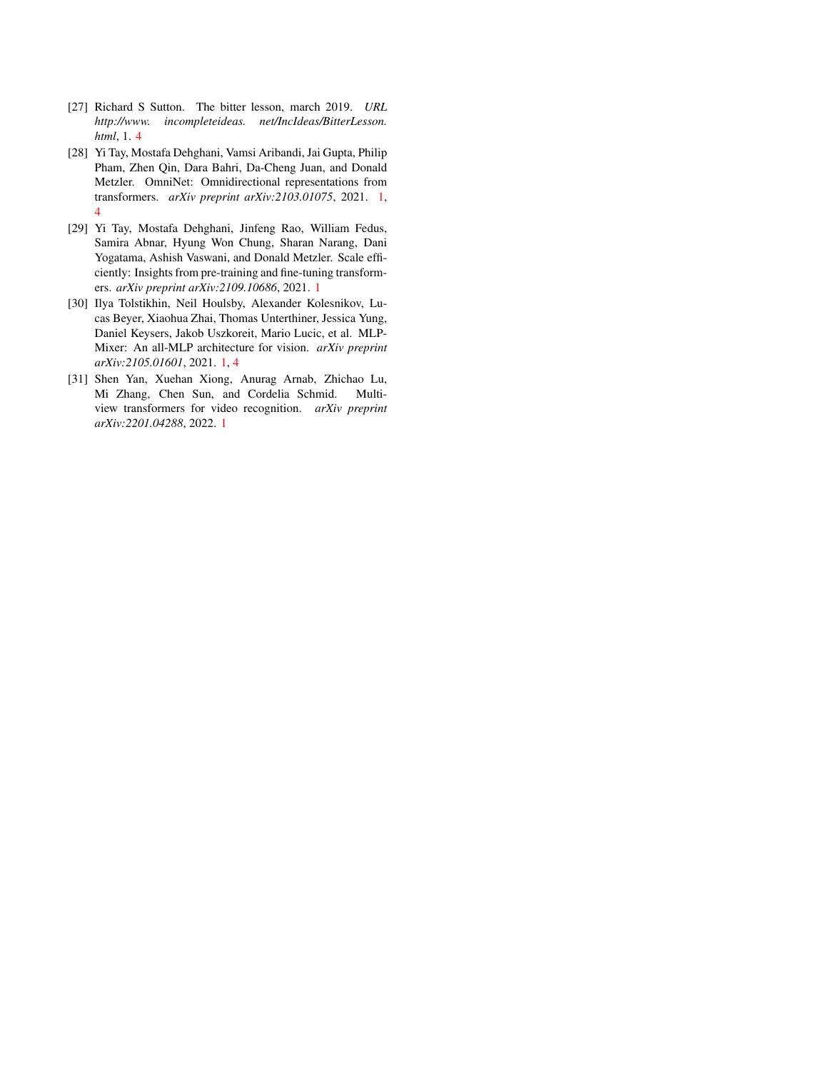[27] Richard S Sutton. The bitter lesson, march 2019. *URL http://www. incompleteideas. net/IncIdeas/BitterLesson. html*, 1. 4

[28] Yi Tay, Mostafa Dehghani, Vamsi Aribandi, Jai Gupta, Philip Pham, Zhen Qin, Dara Bahri, Da-Cheng Juan, and Donald Metzler. OmniNet: Omnidirectional representations from transformers. *arXiv preprint arXiv:2103.01075*, 2021. 1, 4

[29] Yi Tay, Mostafa Dehghani, Jinfeng Rao, William Fedus, Samira Abnar, Hyung Won Chung, Sharan Narang, Dani Yogatama, Ashish Vaswani, and Donald Metzler. Scale efficiently: Insights from pre-training and fine-tuning transformers. *arXiv preprint arXiv:2109.10686*, 2021. 1

[30] Ilya Tolstikhin, Neil Houlsby, Alexander Kolesnikov, Lucas Beyer, Xiaohua Zhai, Thomas Unterthiner, Jessica Yung, Daniel Keysers, Jakob Uszkoreit, Mario Lucic, et al. MLP-Mixer: An all-MLP architecture for vision. *arXiv preprint arXiv:2105.01601*, 2021. 1, 4

[31] Shen Yan, Xuehan Xiong, Anurag Arnab, Zhichao Lu, Mi Zhang, Chen Sun, and Cordelia Schmid. Multiview transformers for video recognition. *arXiv preprint arXiv:2201.04288*, 2022. 1